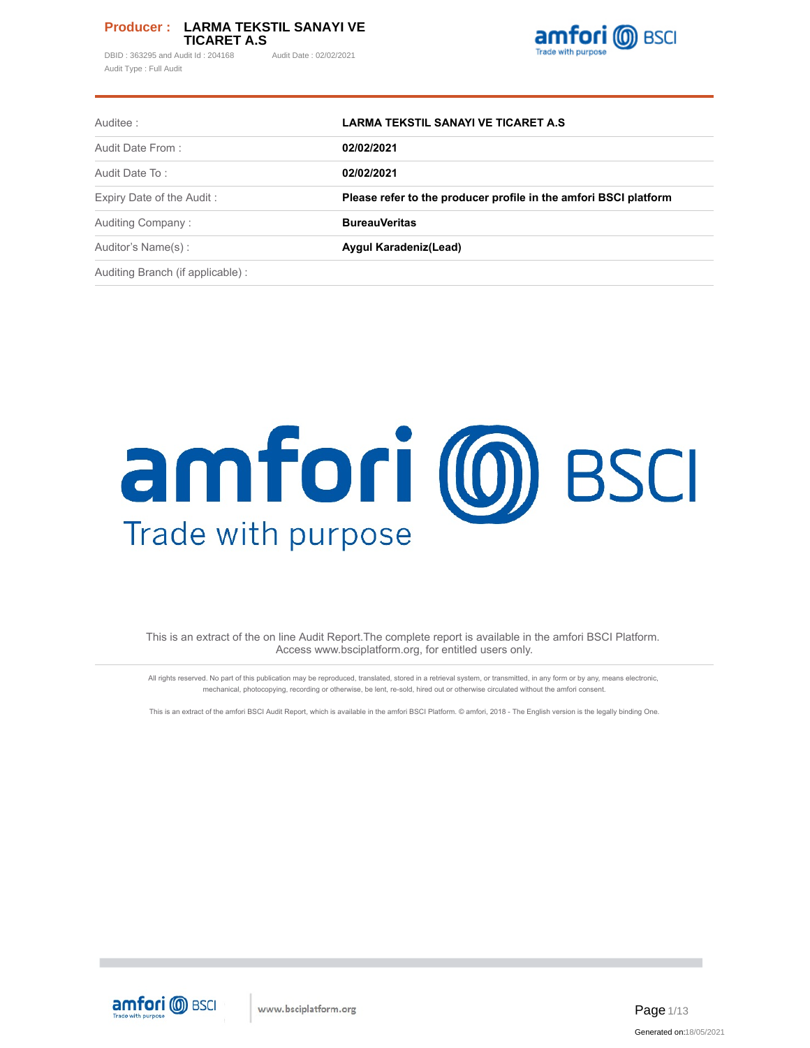**Producer : LARMA TEKSTIL SANAYI VE TICARET A.S**

DBID : 363295 and Audit Id : 204168 Audit Date : 02/02/2021

Audit Type : Full Audit

| | |
|---|---|
| Auditee : | **LARMA TEKSTIL SANAYI VE TICARET A.S** |
| Audit Date From : | **02/02/2021** |
| Audit Date To : | **02/02/2021** |
| Expiry Date of the Audit : | **Please refer to the producer profile in the amfori BSCI platform** |
| Auditing Company : | **BureauVeritas** |
| Auditor's Name(s) : | **Aygul Karadeniz(Lead)** |
| Auditing Branch (if applicable) : | |

amfori BSCI

Trade with purpose

This is an extract of the on line Audit Report.The complete report is available in the amfori BSCI Platform. Access www.bsciplatform.org, for entitled users only.

All rights reserved. No part of this publication may be reproduced, translated, stored in a retrieval system, or transmitted, in any form or by any, means electronic, mechanical, photocopying, recording or otherwise, be lent, re-sold, hired out or otherwise circulated without the amfori consent.

This is an extract of the amfori BSCI Audit Report, which is available in the amfori BSCI Platform. © amfori, 2018 - The English version is the legally binding One.

Generated on:18/05/2021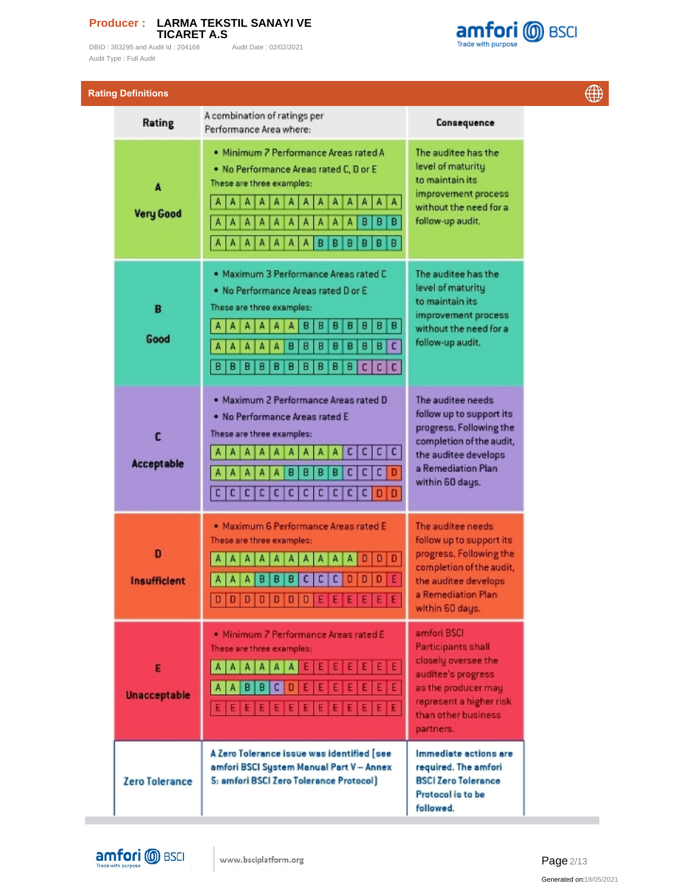**Producer :** LARMA TEKSTIL SANAYI VE TICARET A.S

DBID : 363295 and Audit Id : 204168 Audit Date : 02/02/2021

Audit Type : Full Audit

## Rating Definitions

| Rating | A combination of ratings per Performance Area where: | Consequence |
|---|---|---|
| **A** Very Good | • Minimum 7 Performance Areas rated A<br>• No Performance Areas rated C, D or E<br>These are three examples:<br>A A A A A A A A A A A A A<br>A A A A A A A A A A B B B<br>A A A A A A A B B B B B B | The auditee has the level of maturity to maintain its improvement process without the need for a follow-up audit. |
| **B** Good | • Maximum 3 Performance Areas rated C<br>• No Performance Areas rated D or E<br>These are three examples:<br>A A A A A A B B B B B B B<br>A A A A A B B B B B B B C<br>B B B B B B B B B B C C C | The auditee has the level of maturity to maintain its improvement process without the need for a follow-up audit. |
| **C** Acceptable | • Maximum 2 Performance Areas rated D<br>• No Performance Areas rated E<br>These are three examples:<br>A A A A A A A A A A C C C<br>A A A A A B B B B C C C D<br>C C C C C C C C C C C D D | The auditee needs follow up to support its progress. Following the completion of the audit, the auditee develops a Remediation Plan within 60 days. |
| **D** Insufficient | • Maximum 6 Performance Areas rated E<br>These are three examples:<br>A A A A A A A A A A D D D<br>A A A B B B C C C D D D E<br>D D D D D D D E E E E E E | The auditee needs follow up to support its progress. Following the completion of the audit, the auditee develops a Remediation Plan within 60 days. |
| **E** Unacceptable | • Minimum 7 Performance Areas rated E<br>These are three examples:<br>A A A A A A E E E E E E E<br>A A B B C D E E E E E E E<br>E E E E E E E E E E E E E | amfori BSCI Participants shall closely oversee the auditee's progress as the producer may represent a higher risk than other business partners. |
| Zero Tolerance | **A Zero Tolerance issue was identified (see amfori BSCI System Manual Part V – Annex 5: amfori BSCI Zero Tolerance Protocol)** | **Immediate actions are required. The amfori BSCI Zero Tolerance Protocol is to be followed.** |

www.bsciplatform.org

Generated on:18/05/2021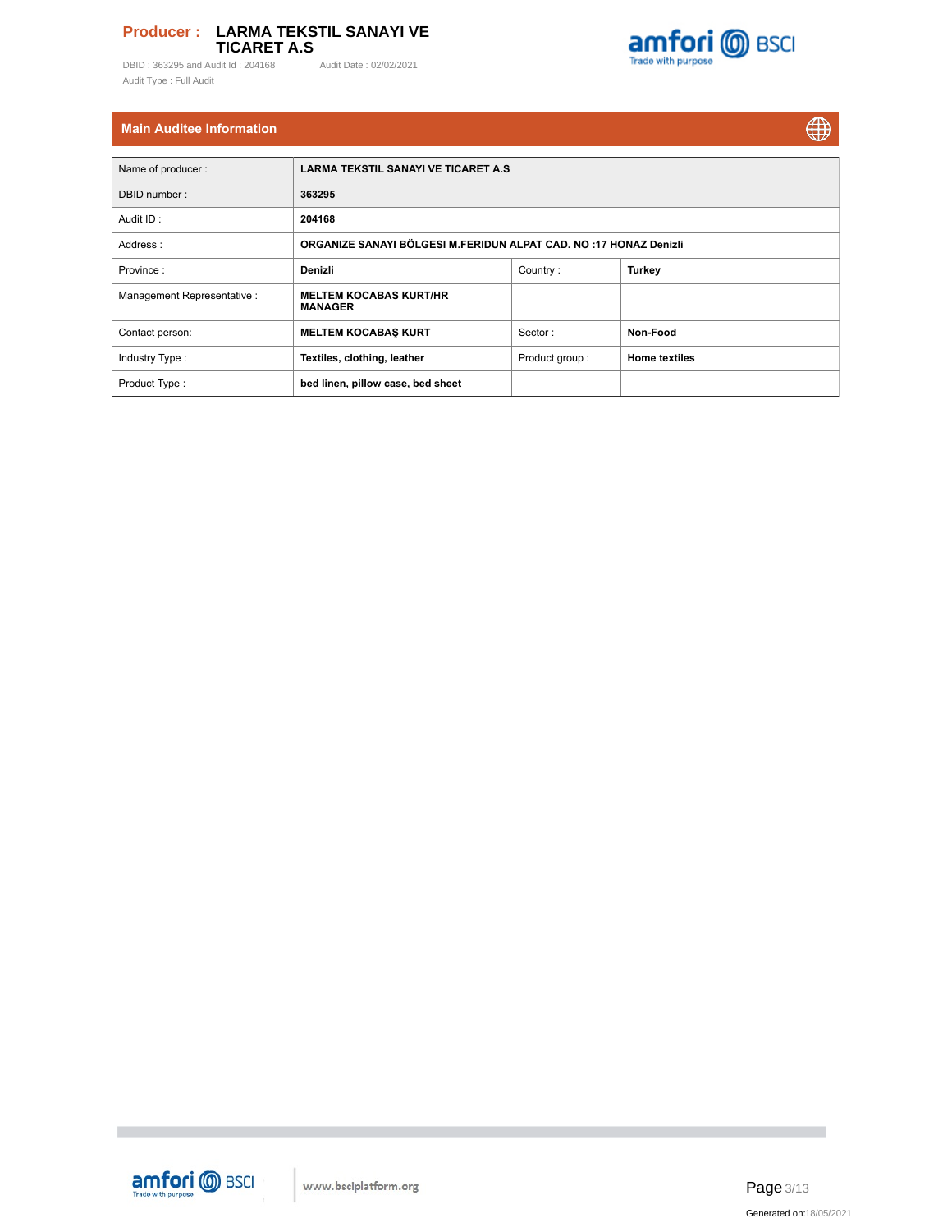## Main Auditee Information

| Name of producer : | LARMA TEKSTIL SANAYI VE TICARET A.S | | |
|---|---|---|---|
| DBID number : | 363295 | | |
| Audit ID : | 204168 | | |
| Address : | ORGANIZE SANAYI BÖLGESI M.FERIDUN ALPAT CAD. NO :17 HONAZ Denizli | | |
| Province : | Denizli | Country : | Turkey |
| Management Representative : | MELTEM KOCABAS KURT/HR MANAGER | | |
| Contact person: | MELTEM KOCABAŞ KURT | Sector : | Non-Food |
| Industry Type : | Textiles, clothing, leather | Product group : | Home textiles |
| Product Type : | bed linen, pillow case, bed sheet | | |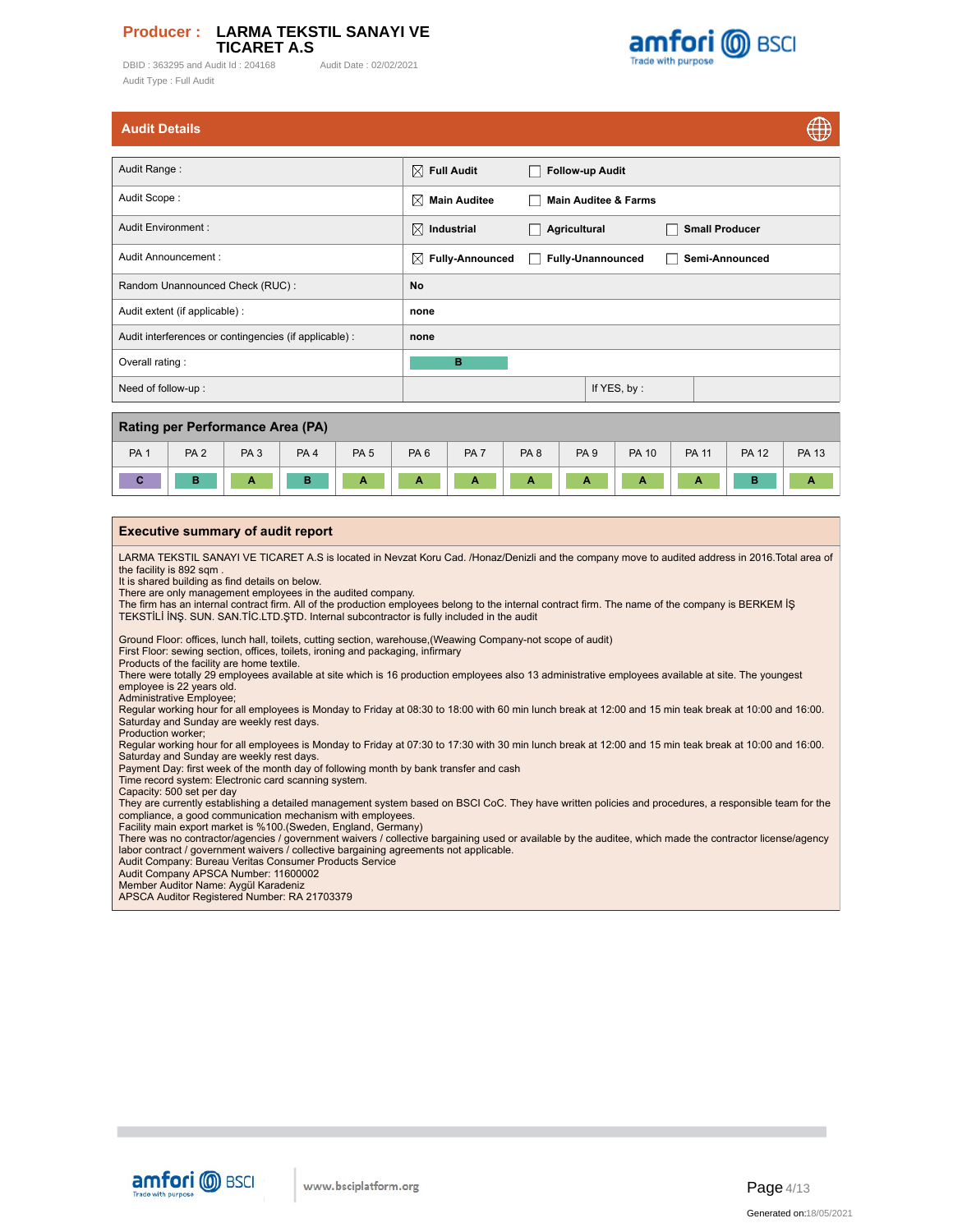**Producer : LARMA TEKSTIL SANAYI VE TICARET A.S**

DBID : 363295 and Audit Id : 204168 Audit Date : 02/02/2021

Audit Type : Full Audit

## Audit Details

| | | | |
|---|---|---|---|
| Audit Range : | ☒ Full Audit | ☐ Follow-up Audit | |
| Audit Scope : | ☒ Main Auditee | ☐ Main Auditee & Farms | |
| Audit Environment : | ☒ Industrial | ☐ Agricultural | ☐ Small Producer |
| Audit Announcement : | ☒ Fully-Announced | ☐ Fully-Unannounced | ☐ Semi-Announced |
| Random Unannounced Check (RUC) : | No | | |
| Audit extent (if applicable) : | none | | |
| Audit interferences or contingencies (if applicable) : | none | | |
| Overall rating : | B | | |
| Need of follow-up : | | If YES, by : | |

## Rating per Performance Area (PA)

| PA 1 | PA 2 | PA 3 | PA 4 | PA 5 | PA 6 | PA 7 | PA 8 | PA 9 | PA 10 | PA 11 | PA 12 | PA 13 |
|---|---|---|---|---|---|---|---|---|---|---|---|---|
| C | B | A | B | A | A | A | A | A | A | A | B | A |

## Executive summary of audit report

LARMA TEKSTIL SANAYI VE TICARET A.S is located in Nevzat Koru Cad. /Honaz/Denizli and the company move to audited address in 2016.Total area of the facility is 892 sqm .
It is shared building as find details on below.
There are only management employees in the audited company.
The firm has an internal contract firm. All of the production employees belong to the internal contract firm. The name of the company is BERKEM İŞ TEKSTİLİ İNŞ. SUN. SAN.TİC.LTD.ŞTD. Internal subcontractor is fully included in the audit

Ground Floor: offices, lunch hall, toilets, cutting section, warehouse,(Weawing Company-not scope of audit)
First Floor: sewing section, offices, toilets, ironing and packaging, infirmary
Products of the facility are home textile.
There were totally 29 employees available at site which is 16 production employees also 13 administrative employees available at site. The youngest employee is 22 years old.
Administrative Employee;
Regular working hour for all employees is Monday to Friday at 08:30 to 18:00 with 60 min lunch break at 12:00 and 15 min teak break at 10:00 and 16:00.
Saturday and Sunday are weekly rest days.
Production worker;
Regular working hour for all employees is Monday to Friday at 07:30 to 17:30 with 30 min lunch break at 12:00 and 15 min teak break at 10:00 and 16:00.
Saturday and Sunday are weekly rest days.
Payment Day: first week of the month day of following month by bank transfer and cash
Time record system: Electronic card scanning system.
Capacity: 500 set per day
They are currently establishing a detailed management system based on BSCI CoC. They have written policies and procedures, a responsible team for the compliance, a good communication mechanism with employees.
Facility main export market is %100.(Sweden, England, Germany)
There was no contractor/agencies / government waivers / collective bargaining used or available by the auditee, which made the contractor license/agency labor contract / government waivers / collective bargaining agreements not applicable.
Audit Company: Bureau Veritas Consumer Products Service
Audit Company APSCA Number: 11600002
Member Auditor Name: Aygül Karadeniz
APSCA Auditor Registered Number: RA 21703379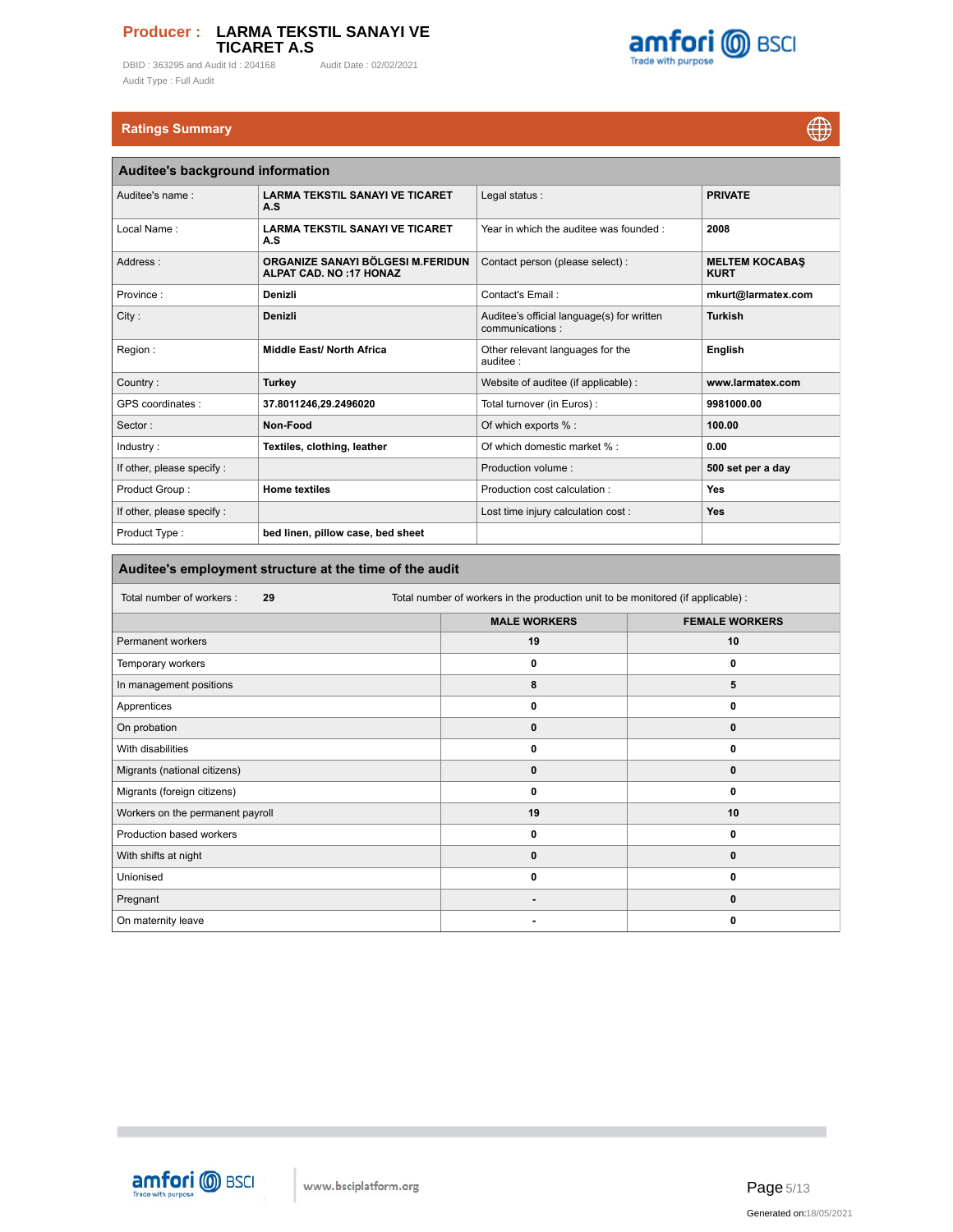**Producer : LARMA TEKSTIL SANAYI VE TICARET A.S**

DBID : 363295 and Audit Id : 204168 Audit Date : 02/02/2021

Audit Type : Full Audit

## Ratings Summary

### Auditee's background information

| | | | |
|---|---|---|---|
| Auditee's name : | LARMA TEKSTIL SANAYI VE TICARET A.S | Legal status : | PRIVATE |
| Local Name : | LARMA TEKSTIL SANAYI VE TICARET A.S | Year in which the auditee was founded : | 2008 |
| Address : | ORGANIZE SANAYI BÖLGESI M.FERIDUN ALPAT CAD. NO :17 HONAZ | Contact person (please select) : | MELTEM KOCABAŞ KURT |
| Province : | Denizli | Contact's Email : | mkurt@larmatex.com |
| City : | Denizli | Auditee's official language(s) for written communications : | Turkish |
| Region : | Middle East/ North Africa | Other relevant languages for the auditee : | English |
| Country : | Turkey | Website of auditee (if applicable) : | www.larmatex.com |
| GPS coordinates : | 37.8011246,29.2496020 | Total turnover (in Euros) : | 9981000.00 |
| Sector : | Non-Food | Of which exports % : | 100.00 |
| Industry : | Textiles, clothing, leather | Of which domestic market % : | 0.00 |
| If other, please specify : | | Production volume : | 500 set per a day |
| Product Group : | Home textiles | Production cost calculation : | Yes |
| If other, please specify : | | Lost time injury calculation cost : | Yes |
| Product Type : | bed linen, pillow case, bed sheet | | |

### Auditee's employment structure at the time of the audit

Total number of workers : **29** Total number of workers in the production unit to be monitored (if applicable) :

| | MALE WORKERS | FEMALE WORKERS |
|---|---|---|
| Permanent workers | 19 | 10 |
| Temporary workers | 0 | 0 |
| In management positions | 8 | 5 |
| Apprentices | 0 | 0 |
| On probation | 0 | 0 |
| With disabilities | 0 | 0 |
| Migrants (national citizens) | 0 | 0 |
| Migrants (foreign citizens) | 0 | 0 |
| Workers on the permanent payroll | 19 | 10 |
| Production based workers | 0 | 0 |
| With shifts at night | 0 | 0 |
| Unionised | 0 | 0 |
| Pregnant | - | 0 |
| On maternity leave | - | 0 |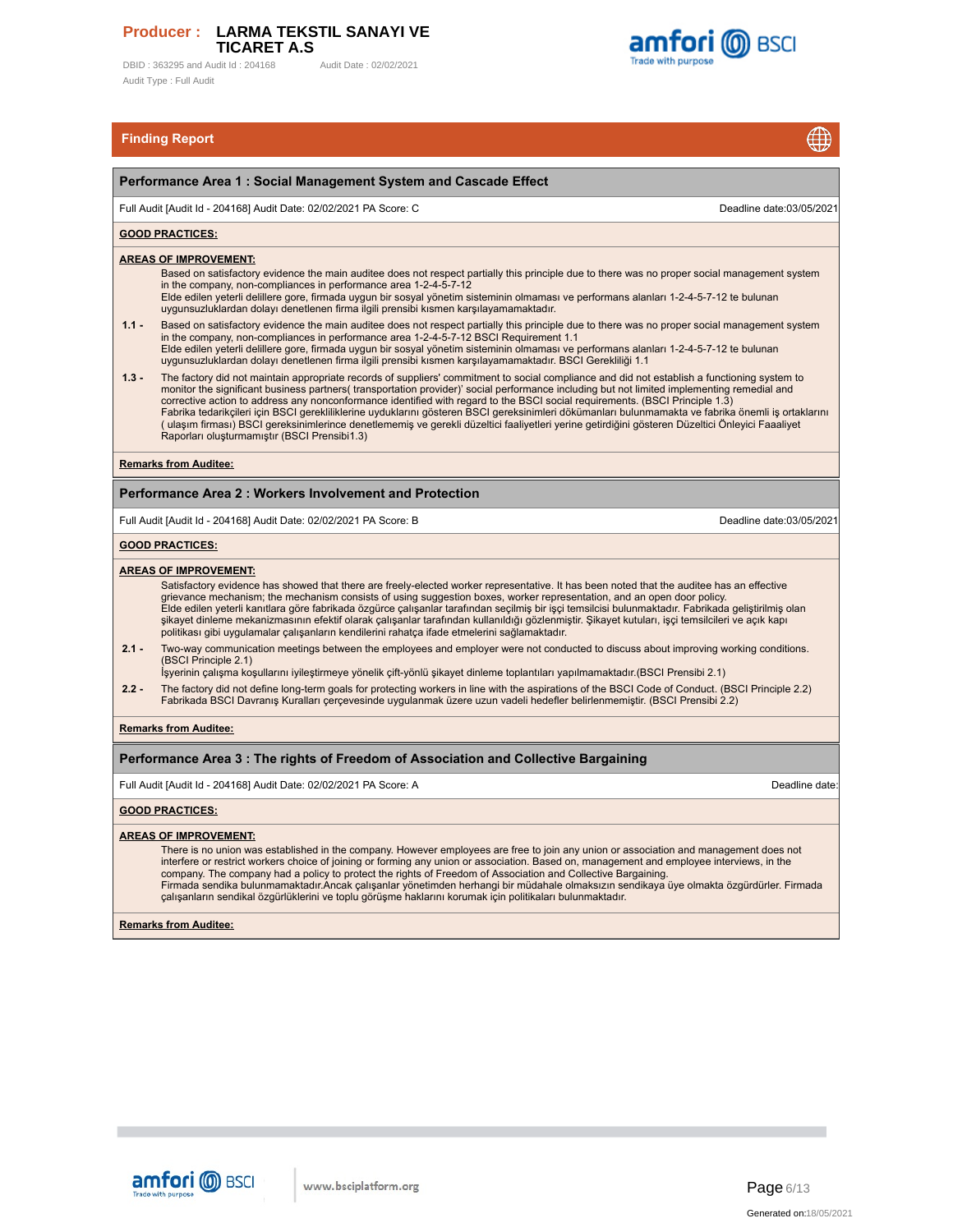**Producer : LARMA TEKSTIL SANAYI VE TICARET A.S**

DBID : 363295 and Audit Id : 204168 Audit Date : 02/02/2021

Audit Type : Full Audit

## Finding Report

### Performance Area 1 : Social Management System and Cascade Effect

Full Audit [Audit Id - 204168] Audit Date: 02/02/2021 PA Score: C Deadline date:03/05/2021

**GOOD PRACTICES:**

**AREAS OF IMPROVEMENT:**

Based on satisfactory evidence the main auditee does not respect partially this principle due to there was no proper social management system in the company, non-compliances in performance area 1-2-4-5-7-12
Elde edilen yeterli delillere gore, firmada uygun bir sosyal yönetim sisteminin olmaması ve performans alanları 1-2-4-5-7-12 te bulunan uygunsuzluklardan dolayı denetlenen firma ilgili prensibi kısmen karşılayamamaktadır.

**1.1 -** Based on satisfactory evidence the main auditee does not respect partially this principle due to there was no proper social management system in the company, non-compliances in performance area 1-2-4-5-7-12 BSCI Requirement 1.1
Elde edilen yeterli delillere gore, firmada uygun bir sosyal yönetim sisteminin olmaması ve performans alanları 1-2-4-5-7-12 te bulunan uygunsuzluklardan dolayı denetlenen firma ilgili prensibi kısmen karşılayamamaktadır. BSCI Gerekliliği 1.1

**1.3 -** The factory did not maintain appropriate records of suppliers' commitment to social compliance and did not establish a functioning system to monitor the significant business partners( transportation provider)' social performance including but not limited implementing remedial and corrective action to address any nonconformance identified with regard to the BSCI social requirements. (BSCI Principle 1.3)
Fabrika tedarikçileri için BSCI gerekliliklerine uyduklarını gösteren BSCI gereksinimleri dökümanları bulunmamakta ve fabrika önemli iş ortaklarını ( ulaşım firması) BSCI gereksinimlerince denetlememiş ve gerekli düzeltici faaliyetleri yerine getirdiğini gösteren Düzeltici Önleyici Faaaliyet Raporları oluşturmamıştır (BSCI Prensibi1.3)

**Remarks from Auditee:**

### Performance Area 2 : Workers Involvement and Protection

Full Audit [Audit Id - 204168] Audit Date: 02/02/2021 PA Score: B Deadline date:03/05/2021

**GOOD PRACTICES:**

**AREAS OF IMPROVEMENT:**

Satisfactory evidence has showed that there are freely-elected worker representative. It has been noted that the auditee has an effective grievance mechanism; the mechanism consists of using suggestion boxes, worker representation, and an open door policy.
Elde edilen yeterli kanıtlara göre fabrikada özgürce çalışanlar tarafından seçilmiş bir işçi temsilcisi bulunmaktadır. Fabrikada geliştirilmiş olan şikayet dinleme mekanizmasının efektif olarak çalışanlar tarafından kullanıldığı gözlenmiştir. Şikayet kutuları, işçi temsilcileri ve açık kapı politikası gibi uygulamalar çalışanların kendilerini rahatça ifade etmelerini sağlamaktadır.

**2.1 -** Two-way communication meetings between the employees and employer were not conducted to discuss about improving working conditions. (BSCI Principle 2.1)
İşyerinin çalışma koşullarını iyileştirmeye yönelik çift-yönlü şikayet dinleme toplantıları yapılmamaktadır.(BSCI Prensibi 2.1)

**2.2 -** The factory did not define long-term goals for protecting workers in line with the aspirations of the BSCI Code of Conduct. (BSCI Principle 2.2)
Fabrikada BSCI Davranış Kuralları çerçevesinde uygulanmak üzere uzun vadeli hedefler belirlenmemiştir. (BSCI Prensibi 2.2)

**Remarks from Auditee:**

### Performance Area 3 : The rights of Freedom of Association and Collective Bargaining

Full Audit [Audit Id - 204168] Audit Date: 02/02/2021 PA Score: A Deadline date:

**GOOD PRACTICES:**

**AREAS OF IMPROVEMENT:**

There is no union was established in the company. However employees are free to join any union or association and management does not interfere or restrict workers choice of joining or forming any union or association. Based on, management and employee interviews, in the company. The company had a policy to protect the rights of Freedom of Association and Collective Bargaining.
Firmada sendika bulunmamaktadır.Ancak çalışanlar yönetimden herhangi bir müdahale olmaksızın sendikaya üye olmakta özgürdürler. Firmada çalışanların sendikal özgürlüklerini ve toplu görüşme haklarını korumak için politikaları bulunmaktadır.

**Remarks from Auditee:**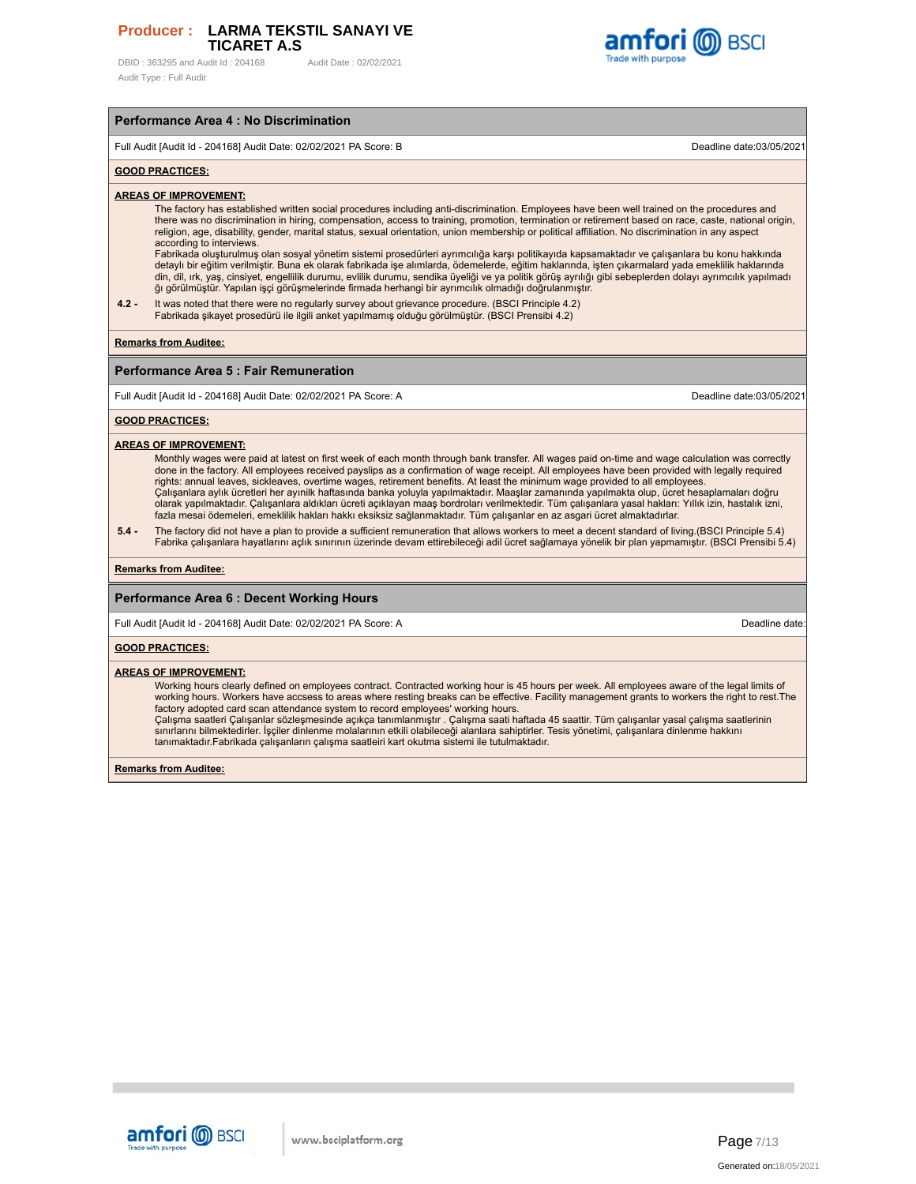## Performance Area 4 : No Discrimination

Full Audit [Audit Id - 204168] Audit Date: 02/02/2021 PA Score: B — Deadline date:03/05/2021

**GOOD PRACTICES:**

**AREAS OF IMPROVEMENT:**

The factory has established written social procedures including anti-discrimination. Employees have been well trained on the procedures and there was no discrimination in hiring, compensation, access to training, promotion, termination or retirement based on race, caste, national origin, religion, age, disability, gender, marital status, sexual orientation, union membership or political affiliation. No discrimination in any aspect according to interviews.
Fabrikada oluşturulmuş olan sosyal yönetim sistemi prosedürleri ayrımcılığa karşı politikayıda kapsamaktadır ve çalışanlara bu konu hakkında detaylı bir eğitim verilmiştir. Buna ek olarak fabrikada işe alımlarda, ödemelerde, eğitim haklarında, işten çıkarmalard yada emeklilik haklarında din, dil, ırk, yaş, cinsiyet, engellilik durumu, evlilik durumu, sendika üyeliği ve ya politik görüş ayrılığı gibi sebeplerden dolayı ayrımcılık yapılmadığı görülmüştür. Yapılan işçi görüşmelerinde firmada herhangi bir ayrımcılık olmadığı doğrulanmıştır.

**4.2 -** It was noted that there were no regularly survey about grievance procedure. (BSCI Principle 4.2)
Fabrikada şikayet prosedürü ile ilgili anket yapılmamış olduğu görülmüştür. (BSCI Prensibi 4.2)

**Remarks from Auditee:**

## Performance Area 5 : Fair Remuneration

Full Audit [Audit Id - 204168] Audit Date: 02/02/2021 PA Score: A — Deadline date:03/05/2021

**GOOD PRACTICES:**

**AREAS OF IMPROVEMENT:**

Monthly wages were paid at latest on first week of each month through bank transfer. All wages paid on-time and wage calculation was correctly done in the factory. All employees received payslips as a confirmation of wage receipt. All employees have been provided with legally required rights: annual leaves, sickleaves, overtime wages, retirement benefits. At least the minimum wage provided to all employees.
Çalışanlara aylık ücretleri her ayınilk haftasında banka yoluyla yapılmaktadır. Maaşlar zamanında yapılmakta olup, ücret hesaplamaları doğru olarak yapılmaktadır. Çalışanlara aldıkları ücreti açıklayan maaş bordroları verilmektedir. Tüm çalışanlara yasal hakları: Yıllık izin, hastalık izni, fazla mesai ödemeleri, emeklilik hakları hakkı eksiksiz sağlanmaktadır. Tüm çalışanlar en az asgari ücret almaktadırlar.

**5.4 -** The factory did not have a plan to provide a sufficient remuneration that allows workers to meet a decent standard of living.(BSCI Principle 5.4)
Fabrika çalışanlara hayatlarını açlık sınırının üzerinde devam ettirebileceği adil ücret sağlamaya yönelik bir plan yapmamıştır. (BSCI Prensibi 5.4)

**Remarks from Auditee:**

## Performance Area 6 : Decent Working Hours

Full Audit [Audit Id - 204168] Audit Date: 02/02/2021 PA Score: A — Deadline date:

**GOOD PRACTICES:**

**AREAS OF IMPROVEMENT:**

Working hours clearly defined on employees contract. Contracted working hour is 45 hours per week. All employees aware of the legal limits of working hours. Workers have accsess to areas where resting breaks can be effective. Facility management grants to workers the right to rest.The factory adopted card scan attendance system to record employees' working hours.
Çalışma saatleri Çalışanlar sözleşmesinde açıkça tanımlanmıştır . Çalışma saati haftada 45 saattir. Tüm çalışanlar yasal çalışma saatlerinin sınırlarını bilmektedirler. İşçiler dinlenme molalarının etkili olabileceği alanlara sahiptirler. Tesis yönetimi, çalışanlara dinlenme hakkını tanımaktadır.Fabrikada çalışanların çalışma saatleiri kart okutma sistemi ile tutulmaktadır.

**Remarks from Auditee:**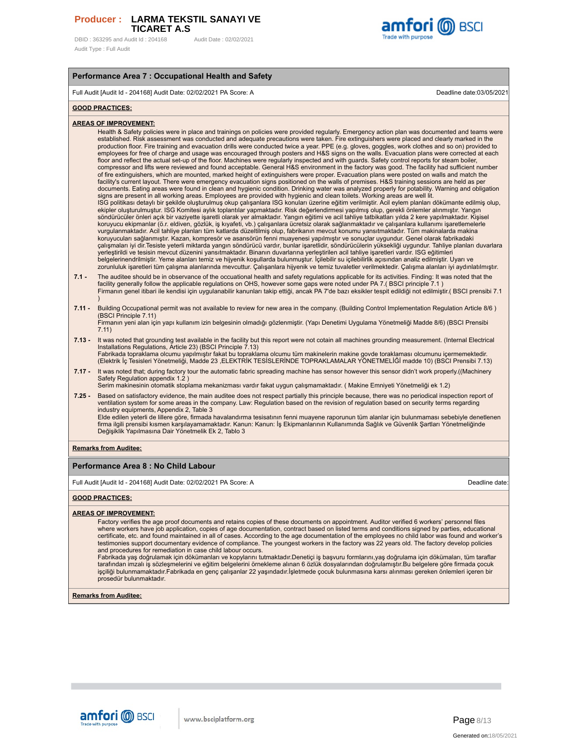## Performance Area 7 : Occupational Health and Safety

Full Audit [Audit Id - 204168] Audit Date: 02/02/2021 PA Score: A — Deadline date:03/05/2021

**GOOD PRACTICES:**

**AREAS OF IMPROVEMENT:**

Health & Safety policies were in place and trainings on policies were provided regularly. Emergency action plan was documented and teams were established. Risk assessment was conducted and adequate precautions were taken. Fire extinguishers were placed and clearly marked in the production floor. Fire training and evacuation drills were conducted twice a year. PPE (e.g. gloves, goggles, work clothes and so on) provided to employees for free of charge and usage was encouraged through posters and H&S signs on the walls. Evacuation plans were corrected at each floor and reflect the actual set-up of the floor. Machines were regularly inspected and with guards. Safety control reports for steam boiler, compressor and lifts were reviewed and found acceptable. General H&S environment in the factory was good. The facility had sufficient number of fire extinguishers, which are mounted, marked height of extinguishers were proper. Evacuation plans were posted on walls and match the facility's current layout. There were emergency evacuation signs positioned on the walls of premises. H&S training sessions are held as per documents. Eating areas were found in clean and hygienic condition. Drinking water was analyzed properly for potability. Warning and obligation signs are present in all working areas. Employees are provided with hygienic and clean toilets. Working areas are well lit.
ISG politikası detaylı bir şekilde oluşturulmuş okup çalışanlara ISG konuları üzerine eğitim verilmiştir. Acil eylem planları dökümante edilmiş olup, ekipler oluşturulmuştur. ISG Komitesi aylık toplantılar yapmaktadır. Risk değerlendirmesi yapılmış olup, gerekli önlemler alınmıştır. Yangın söndürücüler önleri açık bir vaziyette işaretli olarak yer almaktadır. Yangın eğitimi ve acil tahliye tatbikatları yılda 2 kere yapılmaktadır. Kişisel koruyucu ekipmanlar (ö.r. eldiven, gözlük, iş kıyafeti, vb.) çalışanlara ücretsiz olarak sağlanmaktadır ve çalışanlara kullanımı işaretlemelerle vurgulanmaktadır. Acil tahliye planları tüm katlarda düzeltilmiş olup, fabrikanın mevcut konumu yansıtmaktadır. Tüm makinalarda makina koruyucuları sağlanmıştır. Kazan, kompresör ve asansörün fenni muayenesi yapılmıştır ve sonuçlar uygundur. Genel olarak fabrikadaki çalışmaları iyi dir.Tesiste yeterli miktarda yangın söndürücü vardır, bunlar işaretlidir, söndürücülerin yüksekliği uygundur. Tahliye planları duvarlara yerleştirildi ve tesisin mevcut düzenini yansıtmaktadır. Binanın duvarlarına yerleştirilen acil tahliye işaretleri vardır. ISG eğitimleri belgelerinendirilmiştir. Yeme alanları temiz ve hijyenik koşullarda bulunmuştur. İçilebilir su içilebilirlik açısından analiz edilmiştir. Uyarı ve zorunluluk işaretleri tüm çalışma alanlarında mevcuttur. Çalışanlara hijyenik ve temiz tuvaletler verilmektedir. Çalışma alanları iyi aydınlatılmıştır.

**7.1 -** The auditee should be in observance of the occuational health and safety regulations applicable for its activities. Finding: It was noted that the facility generally follow the applicable regulations on OHS, however some gaps were noted under PA 7.( BSCI principle 7.1 )
Firmanın genel itibari ile kendisi için uygulanabilir kanunları takip ettiği, ancak PA 7'de bazı eksikler tespit edildiği not edilmiştir.( BSCI prensibi 7.1 )

**7.11 -** Building Occupational permit was not available to review for new area in the company. (Building Control Implementation Regulation Article 8/6 ) (BSCI Principle 7.11)
Firmanın yeni alan için yapı kullanım izin belgesinin olmadığı gözlenmiştir. (Yapı Denetimi Uygulama Yönetmeliği Madde 8/6) (BSCI Prensibi 7.11)

**7.13 -** It was noted that grounding test available in the facility but this report were not cotain all machines grounding measurement. (Internal Electrical Installations Regulations, Article 23) (BSCI Principle 7.13)
Fabrikada topraklama olcumu yapılmıştır fakat bu topraklama olcumu tüm makinelerin makine govde toraklaması olcumunu içermemektedir. (Elektrik İç Tesisleri Yönetmeliği, Madde 23 ,ELEKTRİK TESİSLERİNDE TOPRAKLAMALAR YÖNETMELİĞİ madde 10) (BSCI Prensibi 7.13)

**7.17 -** It was noted that; during factory tour the automatic fabric spreading machine has sensor however this sensor didn't work properly.((Machinery Safety Regulation appendix 1.2 )
Serim makinesinin otomatik stoplama mekanizması vardır fakat uygun çalışmamaktadır. ( Makine Emniyeti Yönetmeliği ek 1.2)

**7.25 -** Based on satisfactory evidence, the main auditee does not respect partially this principle because, there was no periodical inspection report of ventilation system for some areas in the company. Law: Regulation based on the revision of regulation based on security terms regarding industry equipments, Appendix 2, Table 3
Elde edilen yeterli de lillere göre, firmada havalandırma tesisatının fenni muayene raporunun tüm alanlar için bulunmaması sebebiyle denetlenen firma ilgili prensibi kısmen karşılayamamaktadır. Kanun: Kanun: İş Ekipmanlarının Kullanımında Sağlık ve Güvenlik Şartları Yönetmeliğinde Değişiklik Yapılmasına Dair Yönetmelik Ek 2, Tablo 3

**Remarks from Auditee:**

## Performance Area 8 : No Child Labour

Full Audit [Audit Id - 204168] Audit Date: 02/02/2021 PA Score: A — Deadline date:

**GOOD PRACTICES:**

**AREAS OF IMPROVEMENT:**

Factory verifies the age proof documents and retains copies of these documents on appointment. Auditor verified 6 workers' personnel files where workers have job application, copies of age documentation, contract based on listed terms and conditions signed by parties, educational certificate, etc. and found maintained in all of cases. According to the age documentation of the employees no child labor was found and worker's testimonies support documentary evidence of compliance. The youngest workers in the factory was 22 years old. The factory develop policies and procedures for remediation in case child labour occurs.
Fabrikada yaş doğrulamak için dökümanları ve kopylarını tutmaktadır.Denetiçi iş başvuru formlarını,yaş doğrulama için dökümaları, tüm taraflar tarafından imzalı iş sözleşmelerini ve eğitim belgelerini örnekleme alınan 6 özlük dosyalarından doğrulamıştır.Bu belgelere göre firmada çocuk işçiliği bulunmamaktadır.Fabrikada en genç çalışanlar 22 yaşındadır.İşletmede çocuk bulunmasına karsı alınması gereken önlemleri içeren bir prosedür bulunmaktadır.

**Remarks from Auditee:**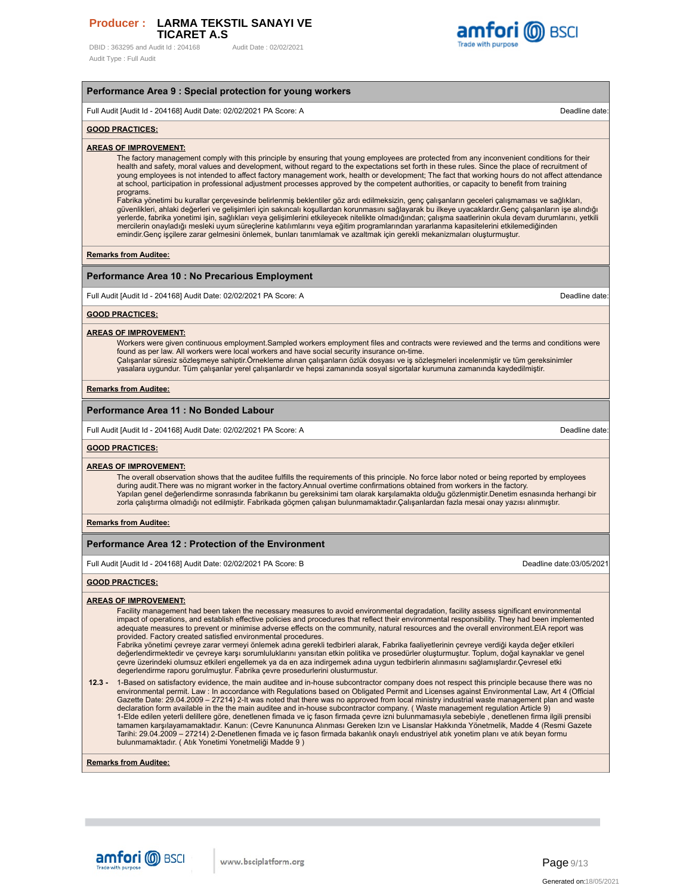## Performance Area 9 : Special protection for young workers

Full Audit [Audit Id - 204168] Audit Date: 02/02/2021 PA Score: A — Deadline date:

**GOOD PRACTICES:**

**AREAS OF IMPROVEMENT:**

The factory management comply with this principle by ensuring that young employees are protected from any inconvenient conditions for their health and safety, moral values and development, without regard to the expectations set forth in these rules. Since the place of recruitment of young employees is not intended to affect factory management work, health or development; The fact that working hours do not affect attendance at school, participation in professional adjustment processes approved by the competent authorities, or capacity to benefit from training programs.
Fabrika yönetimi bu kurallar çerçevesinde belirlenmiş beklentiler göz ardı edilmeksizin, genç çalışanların geceleri çalışmaması ve sağlıkları, güvenlikleri, ahlaki değerleri ve gelişimleri için sakıncalı koşullardan korunmasını sağlayarak bu ilkeye uyacaklardır.Genç çalışanların işe alındığı yerlerde, fabrika yonetimi işin, sağlıkları veya gelişimlerini etkileyecek nitelikte olmadığından; çalışma saatlerinin okula devam durumlarını, yetkili mercilerin onayladığı mesleki uyum süreçlerine katılımlarını veya eğitim programlarından yararlanma kapasitelerini etkilemediğinden emindir.Genç işçilere zarar gelmesini önlemek, bunları tanımlamak ve azaltmak için gerekli mekanizmaları oluşturmuştur.

**Remarks from Auditee:**

## Performance Area 10 : No Precarious Employment

Full Audit [Audit Id - 204168] Audit Date: 02/02/2021 PA Score: A — Deadline date:

**GOOD PRACTICES:**

**AREAS OF IMPROVEMENT:**

Workers were given continuous employment.Sampled workers employment files and contracts were reviewed and the terms and conditions were found as per law. All workers were local workers and have social security insurance on-time.
Çalışanlar süresiz sözleşmeye sahiptir.Örnekleme alınan çalışanların özlük dosyası ve iş sözleşmeleri incelenmiştir ve tüm gereksinimler yasalara uygundur. Tüm çalışanlar yerel çalışanlardır ve hepsi zamanında sosyal sigortalar kurumuna zamanında kaydedilmiştir.

**Remarks from Auditee:**

## Performance Area 11 : No Bonded Labour

Full Audit [Audit Id - 204168] Audit Date: 02/02/2021 PA Score: A — Deadline date:

**GOOD PRACTICES:**

**AREAS OF IMPROVEMENT:**

The overall observation shows that the auditee fulfills the requirements of this principle. No force labor noted or being reported by employees during audit.There was no migrant worker in the factory.Annual overtime confirmations obtained from workers in the factory.
Yapılan genel değerlendirme sonrasında fabrikanın bu gereksinimi tam olarak karşılamakta olduğu gözlenmiştir.Denetim esnasında herhangi bir zorla çalıştırma olmadığı not edilmiştir. Fabrikada göçmen çalışan bulunmamaktadır.Çalışanlardan fazla mesai onay yazısı alınmıştır.

**Remarks from Auditee:**

## Performance Area 12 : Protection of the Environment

Full Audit [Audit Id - 204168] Audit Date: 02/02/2021 PA Score: B — Deadline date:03/05/2021

**GOOD PRACTICES:**

**AREAS OF IMPROVEMENT:**

Facility management had been taken the necessary measures to avoid environmental degradation, facility assess significant environmental impact of operations, and establish effective policies and procedures that reflect their environmental responsibility. They had been implemented adequate measures to prevent or minimise adverse effects on the community, natural resources and the overall environment.EIA report was provided. Factory created satisfied environmental procedures.
Fabrika yönetimi çevreye zarar vermeyi önlemek adına gerekli tedbirleri alarak, Fabrika faaliyetlerinin çevreye verdiği kayda değer etkileri değerlendirmektedir ve çevreye karşı sorumluluklarını yansıtan etkin politika ve prosedürler oluşturmuştur. Toplum, doğal kaynaklar ve genel çevre üzerindeki olumsuz etkileri engellemek ya da en aza indirgemek adına uygun tedbirlerin alınmasını sağlamışlardır.Çevresel etki degerlendirme raporu gorulmuştur. Fabrika çevre prosedurlerini olusturmustur.

**12.3 -** 1-Based on satisfactory evidence, the main auditee and in-house subcontractor company does not respect this principle because there was no environmental permit. Law : In accordance with Regulations based on Obligated Permit and Licenses against Environmental Law, Art 4 (Official Gazette Date: 29.04.2009 – 27214) 2-It was noted that there was no approved from local ministry industrial waste management plan and waste declaration form available in the the main auditee and in-house subcontractor company. ( Waste management regulation Article 9)
1-Elde edilen yeterli delillere göre, denetlenen fimada ve iç fason firmada çevre izni bulunmamasıyla sebebiyle , denetlenen firma ilgili prensibi tamamen karşılayamamaktadır. Kanun: (Cevre Kanununca Alınması Gereken Izin ve Lisanslar Hakkında Yönetmelik, Madde 4 (Resmi Gazete Tarihi: 29.04.2009 – 27214) 2-Denetlenen fimada ve iç fason firmada bakanlık onaylı endustriyel atık yonetim planı ve atık beyan formu bulunmamaktadır. ( Atık Yonetimi Yonetmeliği Madde 9 )

**Remarks from Auditee:**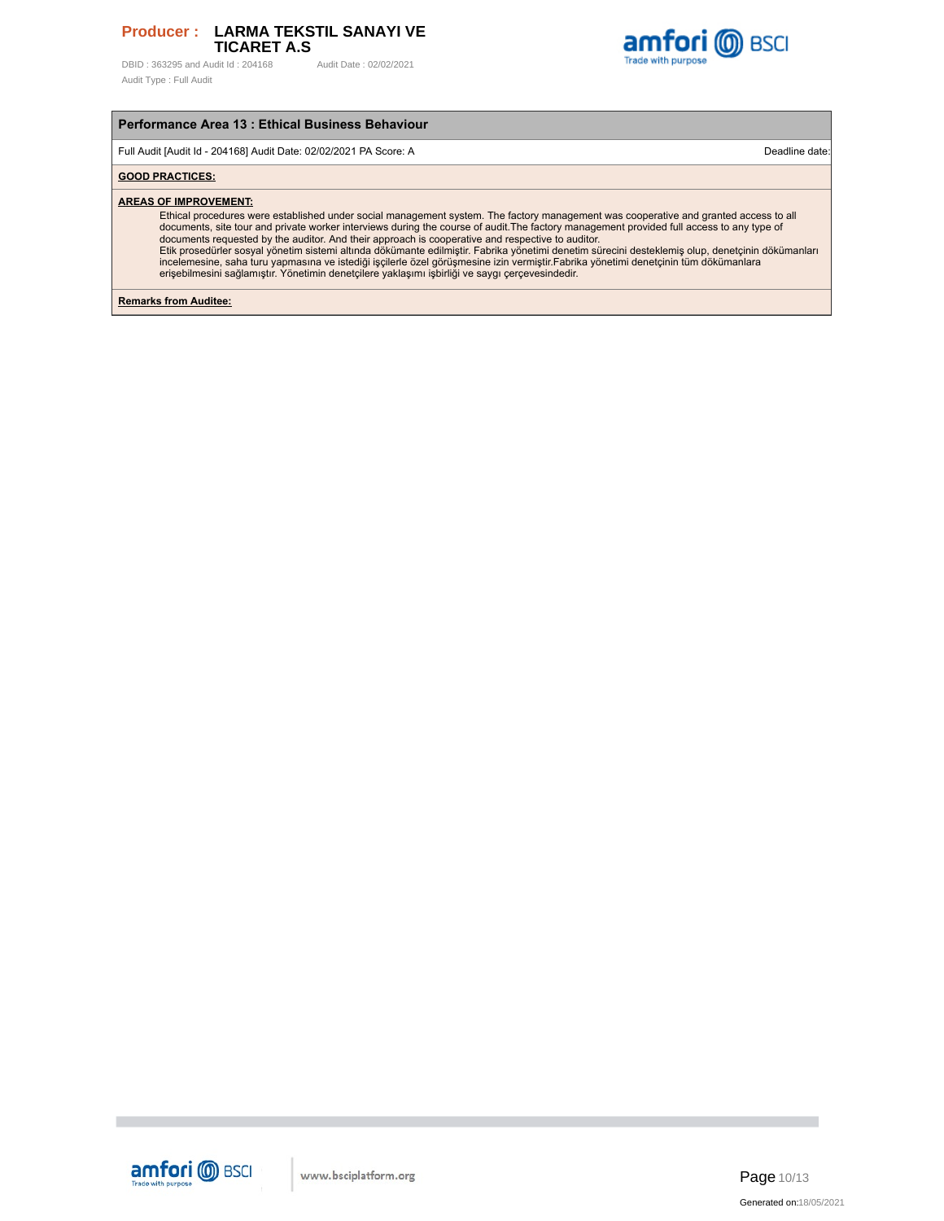## Performance Area 13 : Ethical Business Behaviour

Full Audit [Audit Id - 204168] Audit Date: 02/02/2021 PA Score: A                Deadline date:

**GOOD PRACTICES:**

**AREAS OF IMPROVEMENT:**

Ethical procedures were established under social management system. The factory management was cooperative and granted access to all documents, site tour and private worker interviews during the course of audit.The factory management provided full access to any type of documents requested by the auditor. And their approach is cooperative and respective to auditor.
Etik prosedürler sosyal yönetim sistemi altında dökümante edilmiştir. Fabrika yönetimi denetim sürecini desteklemiş olup, denetçinin dökümanları incelemesine, saha turu yapmasına ve istediği işçilerle özel görüşmesine izin vermiştir.Fabrika yönetimi denetçinin tüm dökümanlara erişebilmesini sağlamıştır. Yönetimin denetçilere yaklaşımı işbirliği ve saygı çerçevesindedir.

**Remarks from Auditee:**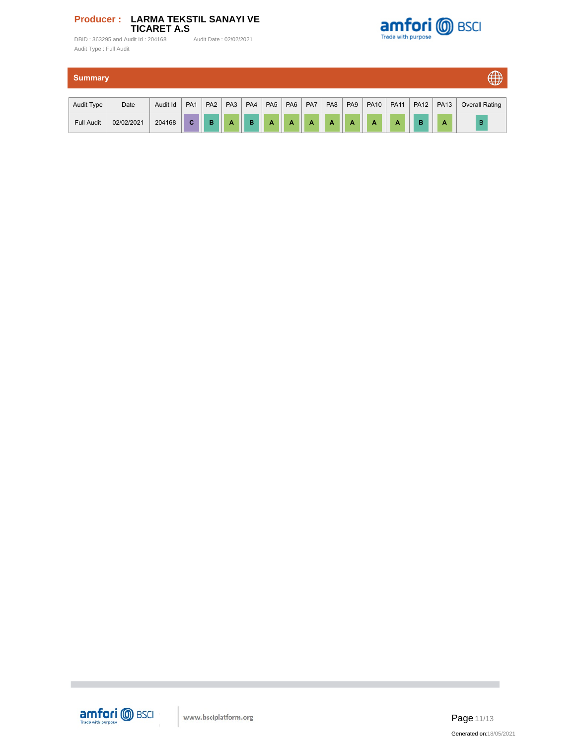**Producer : LARMA TEKSTIL SANAYI VE TICARET A.S**

DBID : 363295 and Audit Id : 204168 Audit Date : 02/02/2021

Audit Type : Full Audit

## Summary

| Audit Type | Date | Audit Id | PA1 | PA2 | PA3 | PA4 | PA5 | PA6 | PA7 | PA8 | PA9 | PA10 | PA11 | PA12 | PA13 | Overall Rating |
|---|---|---|---|---|---|---|---|---|---|---|---|---|---|---|---|---|
| Full Audit | 02/02/2021 | 204168 | C | B | A | B | A | A | A | A | A | A | A | B | A | B |

www.bsciplatform.org

Generated on:18/05/2021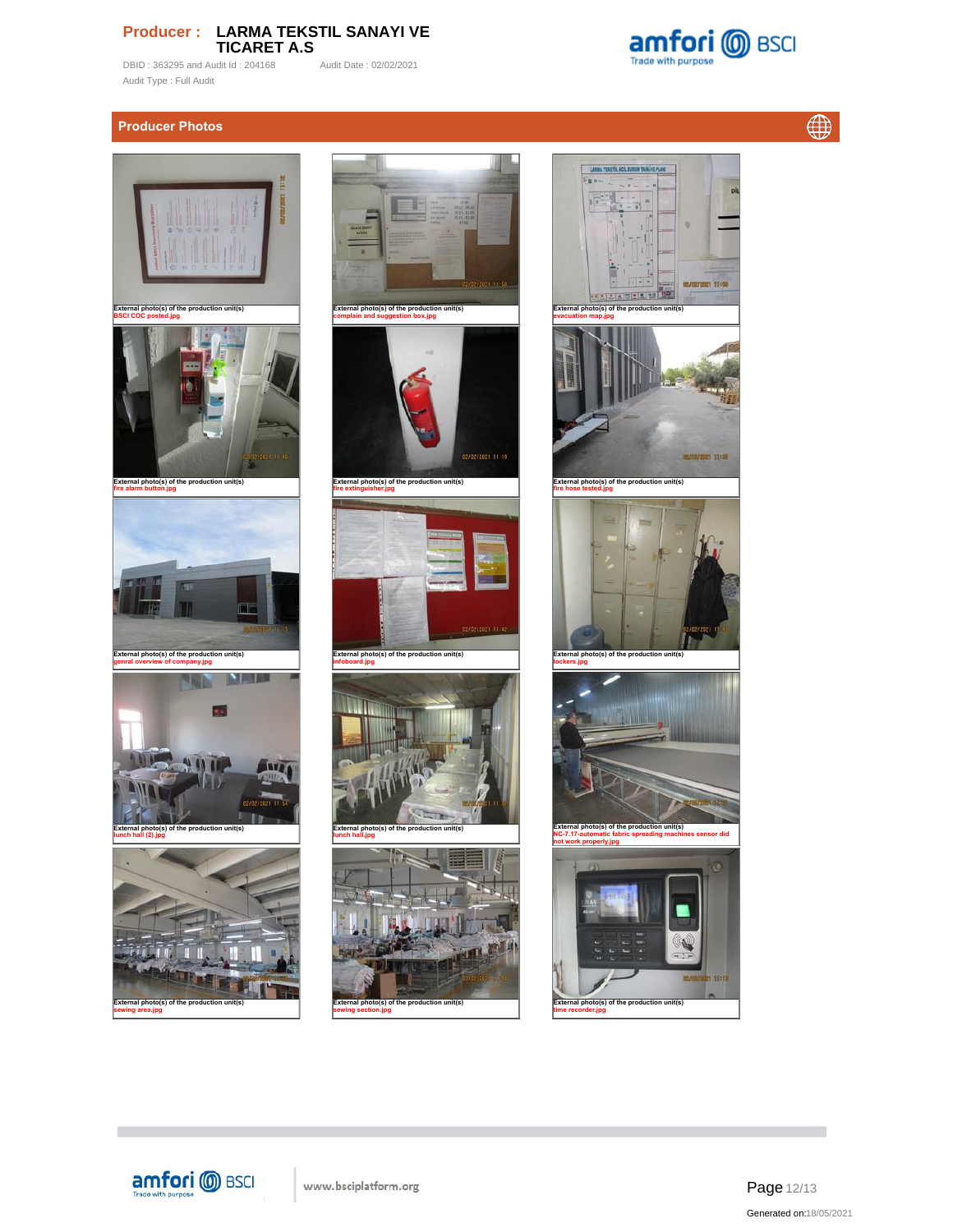**Producer :** **LARMA TEKSTIL SANAYI VE TICARET A.S**

DBID : 363295 and Audit Id : 204168 Audit Date : 02/02/2021

Audit Type : Full Audit

## Producer Photos

External photo(s) of the production unit(s)
BSCI COC posted.jpg

External photo(s) of the production unit(s)
complain and suggestion box.jpg

External photo(s) of the production unit(s)
evacuation map.jpg

External photo(s) of the production unit(s)
fire alarm button.jpg

External photo(s) of the production unit(s)
fire extinguisher.jpg

External photo(s) of the production unit(s)
fire hose tested.jpg

External photo(s) of the production unit(s)
genral overview of company.jpg

External photo(s) of the production unit(s)
infoboard.jpg

External photo(s) of the production unit(s)
lockers.jpg

External photo(s) of the production unit(s)
lunch hall (2).jpg

External photo(s) of the production unit(s)
lunch hall.jpg

External photo(s) of the production unit(s)
NC-7.17-automatic fabric spreading machines sensor did not work properly.jpg

External photo(s) of the production unit(s)
sewing area.jpg

External photo(s) of the production unit(s)
sewing section.jpg

External photo(s) of the production unit(s)
time recorder.jpg

Generated on:18/05/2021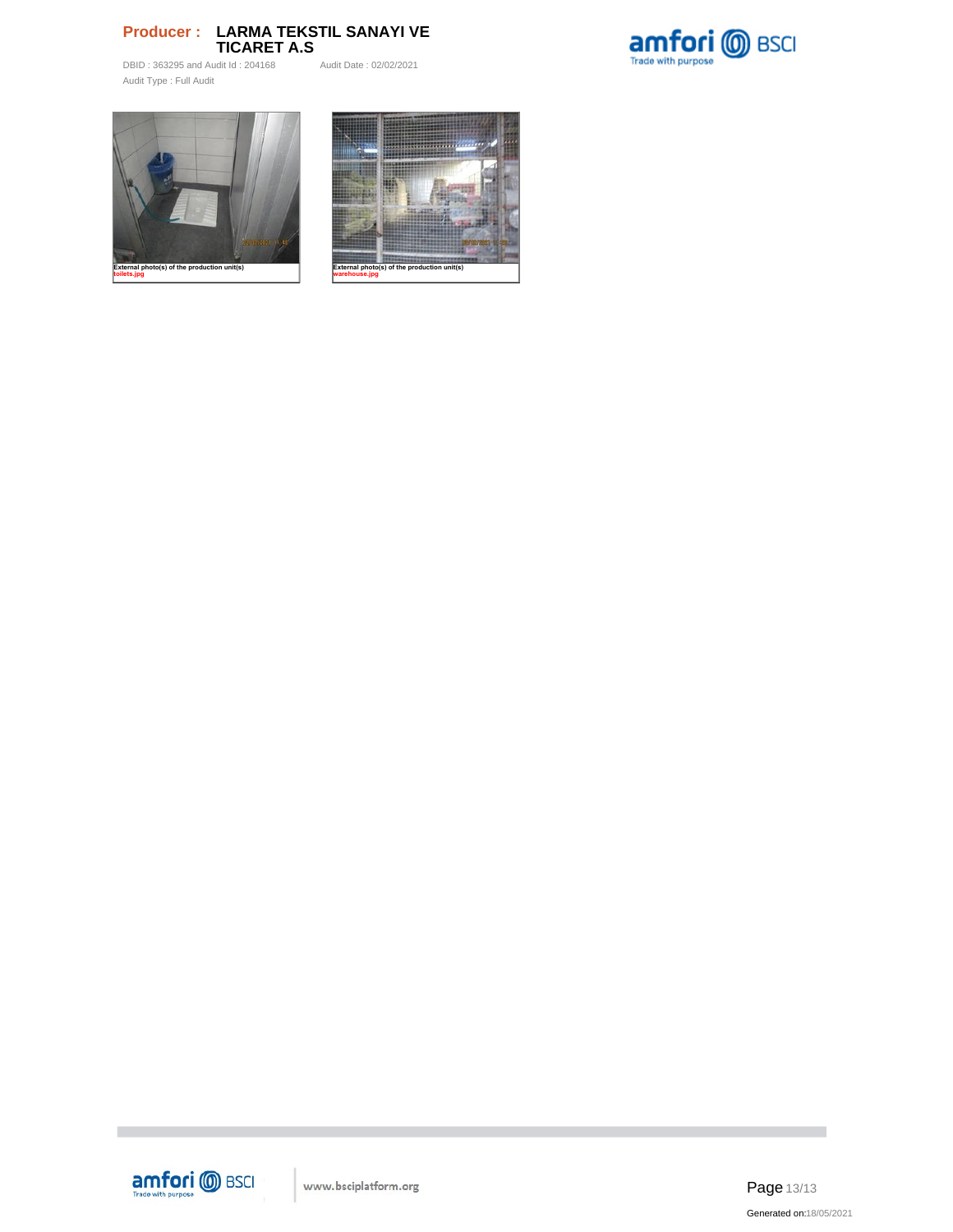External photo(s) of the production unit(s)
toilets.jpg

External photo(s) of the production unit(s)
warehouse.jpg